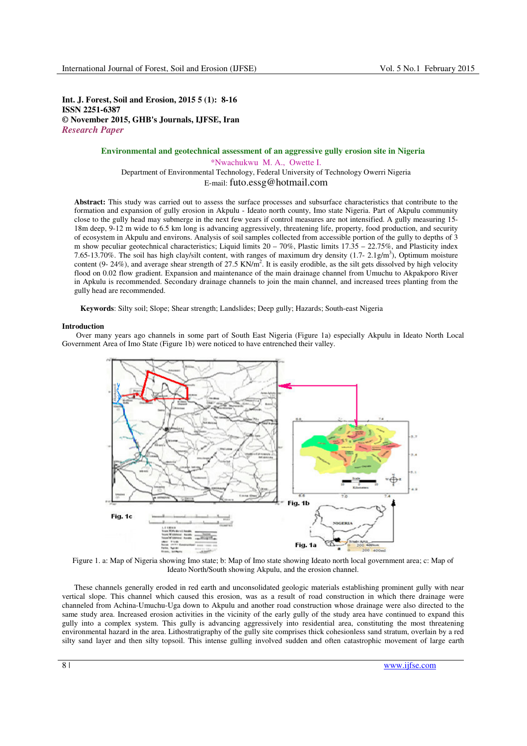**Int. J. Forest, Soil and Erosion, 2015 5 (1): 8-16**
**ISSN 2251-6387**
**© November 2015, GHB's Journals, IJFSE, Iran**
*Research Paper*

# Environmental and geotechnical assessment of an aggressive gully erosion site in Nigeria

*Nwachukwu M. A., Owette I.

Department of Environmental Technology, Federal University of Technology Owerri Nigeria

E-mail: futo.essg@hotmail.com

**Abstract:** This study was carried out to assess the surface processes and subsurface characteristics that contribute to the formation and expansion of gully erosion in Akpulu - Ideato north county, Imo state Nigeria. Part of Akpulu community close to the gully head may submerge in the next few years if control measures are not intensified. A gully measuring 15-18m deep, 9-12 m wide to 6.5 km long is advancing aggressively, threatening life, property, food production, and security of ecosystem in Akpulu and environs. Analysis of soil samples collected from accessible portion of the gully to depths of 3 m show peculiar geotechnical characteristics; Liquid limits 20 – 70%, Plastic limits 17.35 – 22.75%, and Plasticity index 7.65-13.70%. The soil has high clay/silt content, with ranges of maximum dry density (1.7- 2.1g/m$^3$), Optimum moisture content (9- 24%), and average shear strength of 27.5 KN/m$^2$. It is easily erodible, as the silt gets dissolved by high velocity flood on 0.02 flow gradient. Expansion and maintenance of the main drainage channel from Umuchu to Akpakporo River in Apkulu is recommended. Secondary drainage channels to join the main channel, and increased trees planting from the gully head are recommended.

**Keywords**: Silty soil; Slope; Shear strength; Landslides; Deep gully; Hazards; South-east Nigeria

## Introduction

Over many years ago channels in some part of South East Nigeria (Figure 1a) especially Akpulu in Ideato North Local Government Area of Imo State (Figure 1b) were noticed to have entrenched their valley.

Figure 1. a: Map of Nigeria showing Imo state; b: Map of Imo state showing Ideato north local government area; c: Map of Ideato North/South showing Akpulu, and the erosion channel.

These channels generally eroded in red earth and unconsolidated geologic materials establishing prominent gully with near vertical slope. This channel which caused this erosion, was as a result of road construction in which there drainage were channeled from Achina-Umuchu-Uga down to Akpulu and another road construction whose drainage were also directed to the same study area. Increased erosion activities in the vicinity of the early gully of the study area have continued to expand this gully into a complex system. This gully is advancing aggressively into residential area, constituting the most threatening environmental hazard in the area. Lithostratigraphy of the gully site comprises thick cohesionless sand stratum, overlain by a red silty sand layer and then silty topsoil. This intense gulling involved sudden and often catastrophic movement of large earth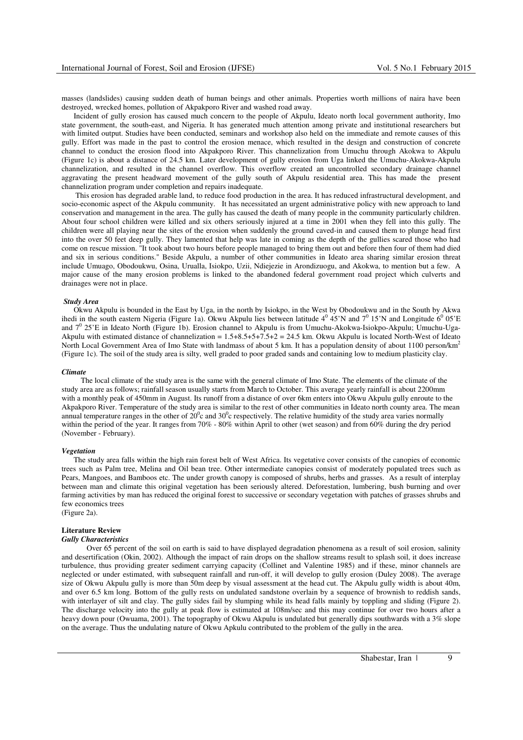masses (landslides) causing sudden death of human beings and other animals. Properties worth millions of naira have been destroyed, wrecked homes, pollution of Akpakporo River and washed road away.

Incident of gully erosion has caused much concern to the people of Akpulu, Ideato north local government authority, Imo state government, the south-east, and Nigeria. It has generated much attention among private and institutional researchers but with limited output. Studies have been conducted, seminars and workshop also held on the immediate and remote causes of this gully. Effort was made in the past to control the erosion menace, which resulted in the design and construction of concrete channel to conduct the erosion flood into Akpakporo River. This channelization from Umuchu through Akokwa to Akpulu (Figure 1c) is about a distance of 24.5 km. Later development of gully erosion from Uga linked the Umuchu-Akokwa-Akpulu channelization, and resulted in the channel overflow. This overflow created an uncontrolled secondary drainage channel aggravating the present headward movement of the gully south of Akpulu residential area. This has made the present channelization program under completion and repairs inadequate.

This erosion has degraded arable land, to reduce food production in the area. It has reduced infrastructural development, and socio-economic aspect of the Akpulu community. It has necessitated an urgent administrative policy with new approach to land conservation and management in the area. The gully has caused the death of many people in the community particularly children. About four school children were killed and six others seriously injured at a time in 2001 when they fell into this gully. The children were all playing near the sites of the erosion when suddenly the ground caved-in and caused them to plunge head first into the over 50 feet deep gully. They lamented that help was late in coming as the depth of the gullies scared those who had come on rescue mission. "It took about two hours before people managed to bring them out and before then four of them had died and six in serious conditions." Beside Akpulu, a number of other communities in Ideato area sharing similar erosion threat include Umuago, Obodoukwu, Osina, Urualla, Isiokpo, Uzii, Ndiejezie in Arondizuogu, and Akokwa, to mention but a few. A major cause of the many erosion problems is linked to the abandoned federal government road project which culverts and drainages were not in place.

### *Study Area*

Okwu Akpulu is bounded in the East by Uga, in the north by Isiokpo, in the West by Obodoukwu and in the South by Akwa ihedi in the south eastern Nigeria (Figure 1a). Okwu Akpulu lies between latitude $4^0$ 45'N and $7^0$ 15'N and Longitude $6^0$ 05'E and $7^0$ 25'E in Ideato North (Figure 1b). Erosion channel to Akpulu is from Umuchu-Akokwa-Isiokpo-Akpulu; Umuchu-Uga-Akpulu with estimated distance of channelization = 1.5+8.5+5+7.5+2 = 24.5 km. Okwu Akpulu is located North-West of Ideato North Local Government Area of Imo State with landmass of about 5 km. It has a population density of about 1100 person/km$^2$ (Figure 1c). The soil of the study area is silty, well graded to poor graded sands and containing low to medium plasticity clay.

### *Climate*

The local climate of the study area is the same with the general climate of Imo State. The elements of the climate of the study area are as follows; rainfall season usually starts from March to October. This average yearly rainfall is about 2200mm with a monthly peak of 450mm in August. Its runoff from a distance of over 6km enters into Okwu Akpulu gully enroute to the Akpakporo River. Temperature of the study area is similar to the rest of other communities in Ideato north county area. The mean annual temperature ranges in the other of $20^0$c and $30^0$c respectively. The relative humidity of the study area varies normally within the period of the year. It ranges from 70% - 80% within April to other (wet season) and from 60% during the dry period (November - February).

### *Vegetation*

The study area falls within the high rain forest belt of West Africa. Its vegetative cover consists of the canopies of economic trees such as Palm tree, Melina and Oil bean tree. Other intermediate canopies consist of moderately populated trees such as Pears, Mangoes, and Bamboos etc. The under growth canopy is composed of shrubs, herbs and grasses. As a result of interplay between man and climate this original vegetation has been seriously altered. Deforestation, lumbering, bush burning and over farming activities by man has reduced the original forest to successive or secondary vegetation with patches of grasses shrubs and few economics trees
(Figure 2a).

## Literature Review

### *Gully Characteristics*

Over 65 percent of the soil on earth is said to have displayed degradation phenomena as a result of soil erosion, salinity and desertification (Okin, 2002). Although the impact of rain drops on the shallow streams result to splash soil, it does increase turbulence, thus providing greater sediment carrying capacity (Collinet and Valentine 1985) and if these, minor channels are neglected or under estimated, with subsequent rainfall and run-off, it will develop to gully erosion (Duley 2008). The average size of Okwu Akpulu gully is more than 50m deep by visual assessment at the head cut. The Akpulu gully width is about 40m, and over 6.5 km long. Bottom of the gully rests on undulated sandstone overlain by a sequence of brownish to reddish sands, with interlayer of silt and clay. The gully sides fail by slumping while its head falls mainly by toppling and sliding (Figure 2). The discharge velocity into the gully at peak flow is estimated at 108m/sec and this may continue for over two hours after a heavy down pour (Owuama, 2001). The topography of Okwu Akpulu is undulated but generally dips southwards with a 3% slope on the average. Thus the undulating nature of Okwu Apkulu contributed to the problem of the gully in the area.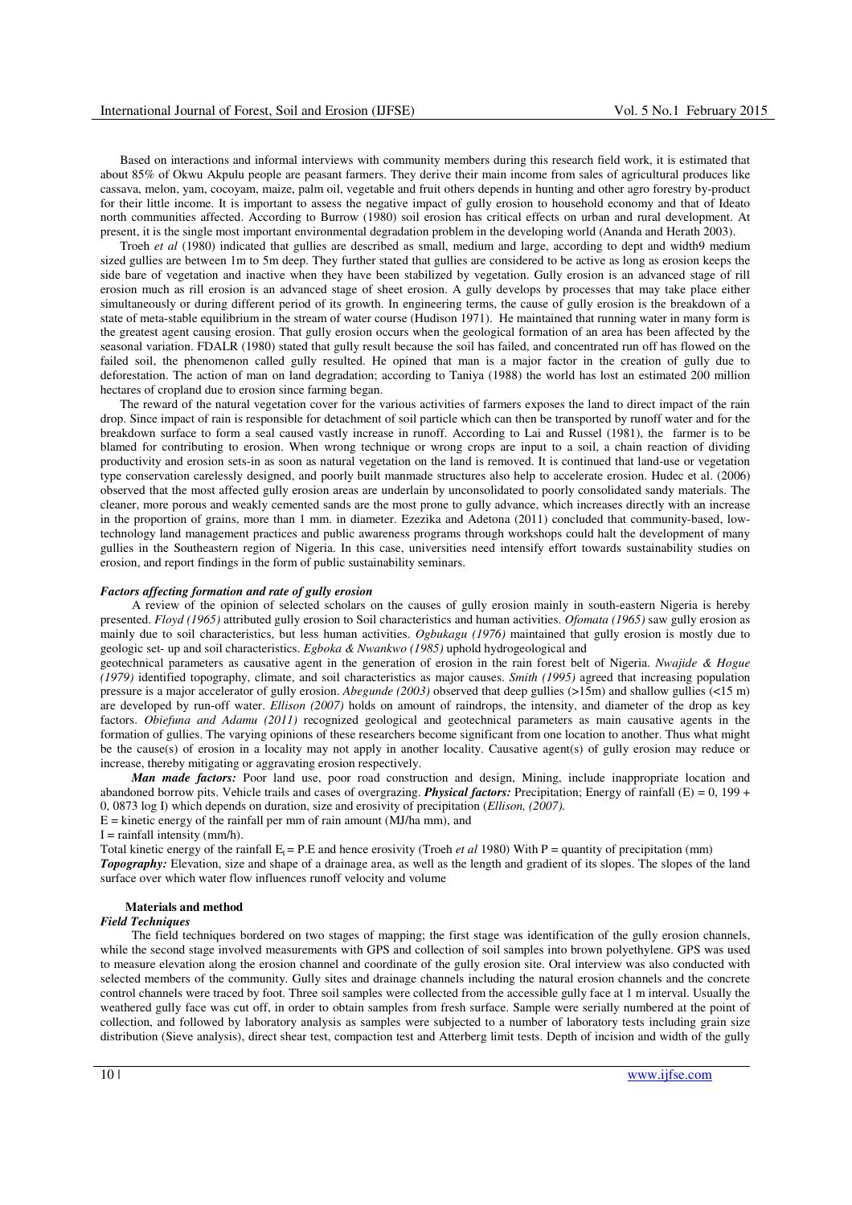Based on interactions and informal interviews with community members during this research field work, it is estimated that about 85% of Okwu Akpulu people are peasant farmers. They derive their main income from sales of agricultural produces like cassava, melon, yam, cocoyam, maize, palm oil, vegetable and fruit others depends in hunting and other agro forestry by-product for their little income. It is important to assess the negative impact of gully erosion to household economy and that of Ideato north communities affected. According to Burrow (1980) soil erosion has critical effects on urban and rural development. At present, it is the single most important environmental degradation problem in the developing world (Ananda and Herath 2003).

Troeh *et al* (1980) indicated that gullies are described as small, medium and large, according to dept and width9 medium sized gullies are between 1m to 5m deep. They further stated that gullies are considered to be active as long as erosion keeps the side bare of vegetation and inactive when they have been stabilized by vegetation. Gully erosion is an advanced stage of rill erosion much as rill erosion is an advanced stage of sheet erosion. A gully develops by processes that may take place either simultaneously or during different period of its growth. In engineering terms, the cause of gully erosion is the breakdown of a state of meta-stable equilibrium in the stream of water course (Hudison 1971). He maintained that running water in many form is the greatest agent causing erosion. That gully erosion occurs when the geological formation of an area has been affected by the seasonal variation. FDALR (1980) stated that gully result because the soil has failed, and concentrated run off has flowed on the failed soil, the phenomenon called gully resulted. He opined that man is a major factor in the creation of gully due to deforestation. The action of man on land degradation; according to Taniya (1988) the world has lost an estimated 200 million hectares of cropland due to erosion since farming began.

The reward of the natural vegetation cover for the various activities of farmers exposes the land to direct impact of the rain drop. Since impact of rain is responsible for detachment of soil particle which can then be transported by runoff water and for the breakdown surface to form a seal caused vastly increase in runoff. According to Lai and Russel (1981), the farmer is to be blamed for contributing to erosion. When wrong technique or wrong crops are input to a soil, a chain reaction of dividing productivity and erosion sets-in as soon as natural vegetation on the land is removed. It is continued that land-use or vegetation type conservation carelessly designed, and poorly built manmade structures also help to accelerate erosion. Hudec et al. (2006) observed that the most affected gully erosion areas are underlain by unconsolidated to poorly consolidated sandy materials. The cleaner, more porous and weakly cemented sands are the most prone to gully advance, which increases directly with an increase in the proportion of grains, more than 1 mm. in diameter. Ezezika and Adetona (2011) concluded that community-based, low-technology land management practices and public awareness programs through workshops could halt the development of many gullies in the Southeastern region of Nigeria. In this case, universities need intensify effort towards sustainability studies on erosion, and report findings in the form of public sustainability seminars.

### *Factors affecting formation and rate of gully erosion*

A review of the opinion of selected scholars on the causes of gully erosion mainly in south-eastern Nigeria is hereby presented. *Floyd (1965)* attributed gully erosion to Soil characteristics and human activities. *Ofomata (1965)* saw gully erosion as mainly due to soil characteristics, but less human activities. *Ogbukagu (1976)* maintained that gully erosion is mostly due to geologic set- up and soil characteristics. *Egboka & Nwankwo (1985)* uphold hydrogeological and geotechnical parameters as causative agent in the generation of erosion in the rain forest belt of Nigeria. *Nwajide & Hogue (1979)* identified topography, climate, and soil characteristics as major causes. *Smith (1995)* agreed that increasing population pressure is a major accelerator of gully erosion. *Abegunde (2003)* observed that deep gullies (>15m) and shallow gullies (<15 m) are developed by run-off water. *Ellison (2007)* holds on amount of raindrops, the intensity, and diameter of the drop as key factors. *Obiefuna and Adamu (2011)* recognized geological and geotechnical parameters as main causative agents in the formation of gullies. The varying opinions of these researchers become significant from one location to another. Thus what might be the cause(s) of erosion in a locality may not apply in another locality. Causative agent(s) of gully erosion may reduce or increase, thereby mitigating or aggravating erosion respectively.

***Man made factors:*** Poor land use, poor road construction and design, Mining, include inappropriate location and abandoned borrow pits. Vehicle trails and cases of overgrazing. ***Physical factors:*** Precipitation; Energy of rainfall (E) = 0, 199 + 0, 0873 log I) which depends on duration, size and erosivity of precipitation (*Ellison, (2007).*

E = kinetic energy of the rainfall per mm of rain amount (MJ/ha mm), and

I = rainfall intensity (mm/h).

Total kinetic energy of the rainfall $E_t$ = P.E and hence erosivity (Troeh *et al* 1980) With P = quantity of precipitation (mm)

***Topography:*** Elevation, size and shape of a drainage area, as well as the length and gradient of its slopes. The slopes of the land surface over which water flow influences runoff velocity and volume

## Materials and method

### *Field Techniques*

The field techniques bordered on two stages of mapping; the first stage was identification of the gully erosion channels, while the second stage involved measurements with GPS and collection of soil samples into brown polyethylene. GPS was used to measure elevation along the erosion channel and coordinate of the gully erosion site. Oral interview was also conducted with selected members of the community. Gully sites and drainage channels including the natural erosion channels and the concrete control channels were traced by foot. Three soil samples were collected from the accessible gully face at 1 m interval. Usually the weathered gully face was cut off, in order to obtain samples from fresh surface. Sample were serially numbered at the point of collection, and followed by laboratory analysis as samples were subjected to a number of laboratory tests including grain size distribution (Sieve analysis), direct shear test, compaction test and Atterberg limit tests. Depth of incision and width of the gully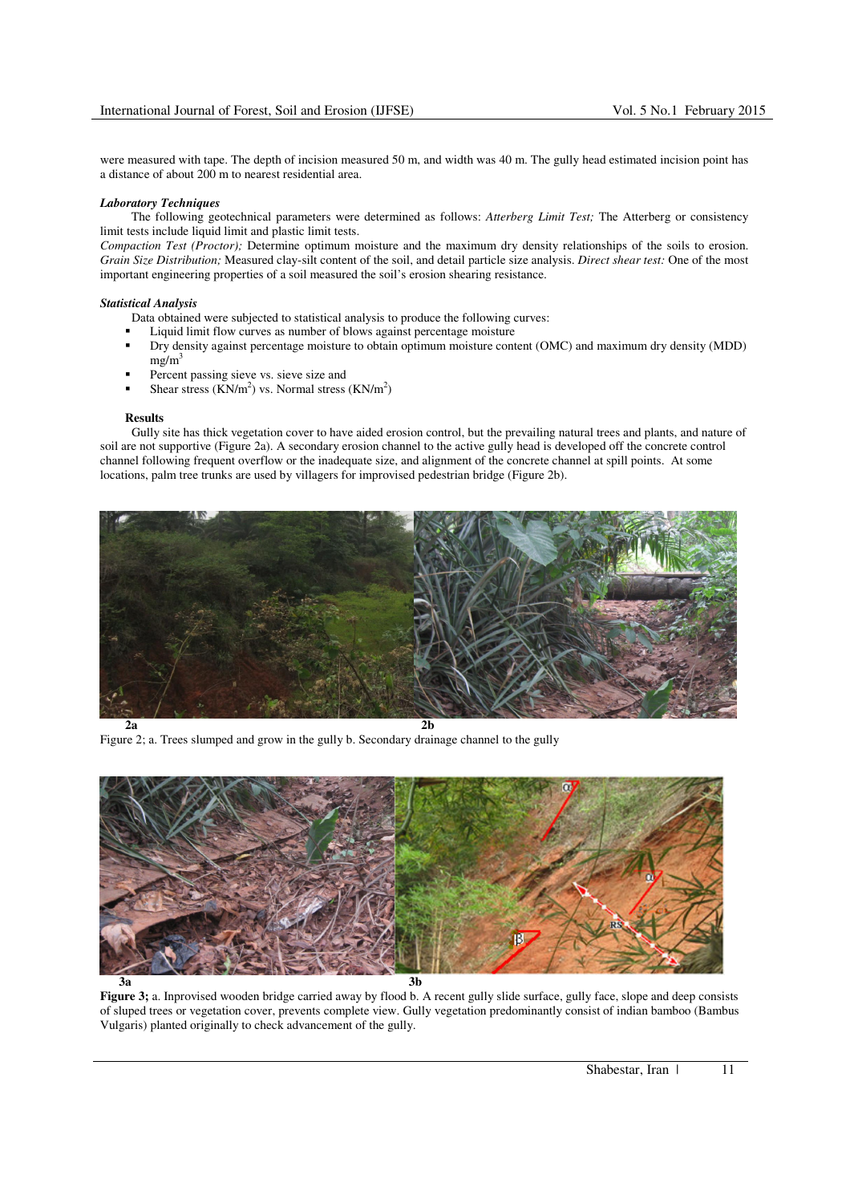were measured with tape. The depth of incision measured 50 m, and width was 40 m. The gully head estimated incision point has a distance of about 200 m to nearest residential area.

### *Laboratory Techniques*

The following geotechnical parameters were determined as follows: *Atterberg Limit Test;* The Atterberg or consistency limit tests include liquid limit and plastic limit tests.
*Compaction Test (Proctor);* Determine optimum moisture and the maximum dry density relationships of the soils to erosion. *Grain Size Distribution;* Measured clay-silt content of the soil, and detail particle size analysis. *Direct shear test:* One of the most important engineering properties of a soil measured the soil's erosion shearing resistance.

### *Statistical Analysis*

Data obtained were subjected to statistical analysis to produce the following curves:

- Liquid limit flow curves as number of blows against percentage moisture
- Dry density against percentage moisture to obtain optimum moisture content (OMC) and maximum dry density (MDD) mg/m$^3$
- Percent passing sieve vs. sieve size and
- Shear stress (KN/m$^2$) vs. Normal stress (KN/m$^2$)

### Results

Gully site has thick vegetation cover to have aided erosion control, but the prevailing natural trees and plants, and nature of soil are not supportive (Figure 2a). A secondary erosion channel to the active gully head is developed off the concrete control channel following frequent overflow or the inadequate size, and alignment of the concrete channel at spill points. At some locations, palm tree trunks are used by villagers for improvised pedestrian bridge (Figure 2b).

2a 2b

Figure 2; a. Trees slumped and grow in the gully b. Secondary drainage channel to the gully

3a 3b

**Figure 3;** a. Inprovised wooden bridge carried away by flood b. A recent gully slide surface, gully face, slope and deep consists of sluped trees or vegetation cover, prevents complete view. Gully vegetation predominantly consist of indian bamboo (Bambus Vulgaris) planted originally to check advancement of the gully.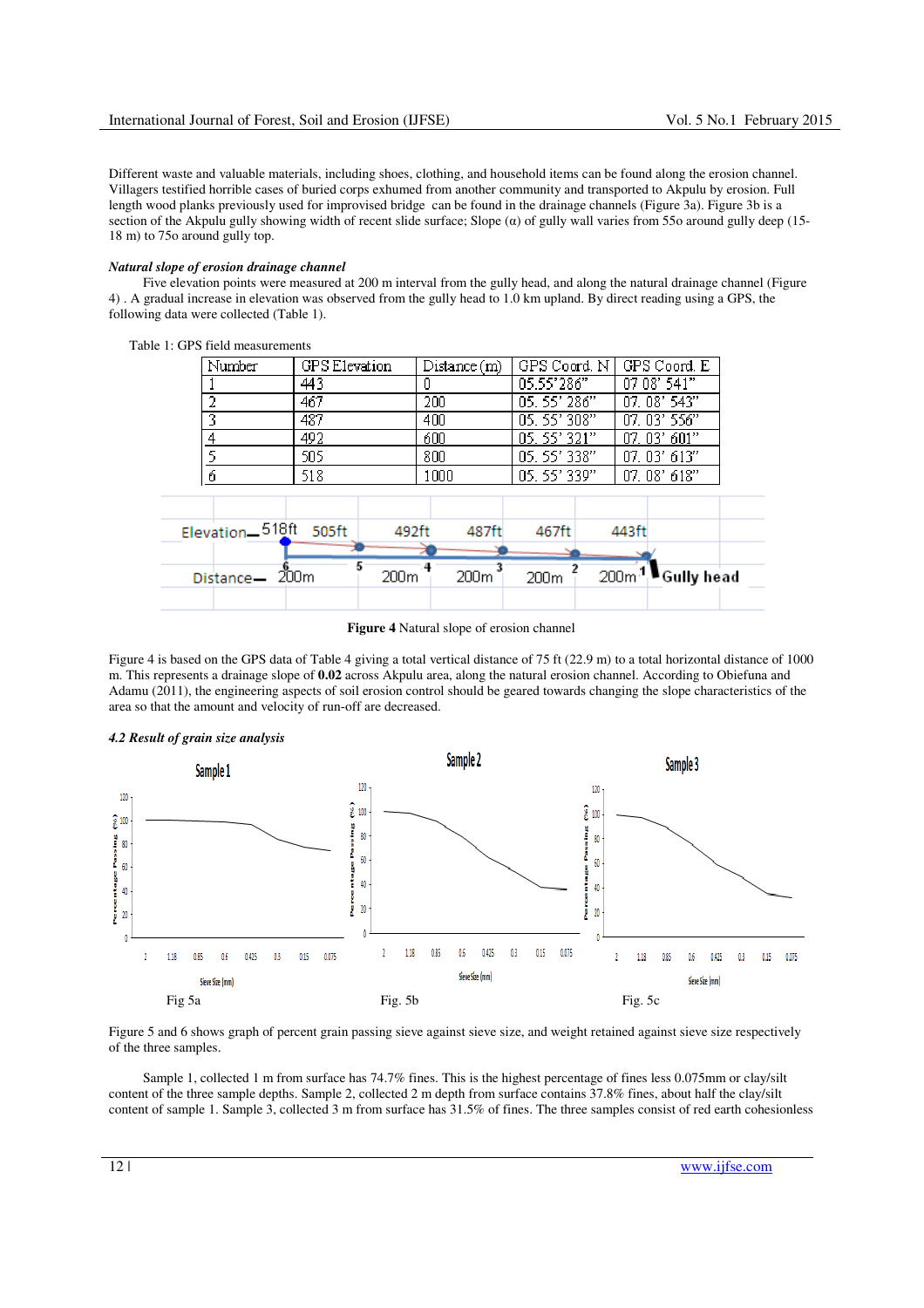Different waste and valuable materials, including shoes, clothing, and household items can be found along the erosion channel. Villagers testified horrible cases of buried corps exhumed from another community and transported to Akpulu by erosion. Full length wood planks previously used for improvised bridge can be found in the drainage channels (Figure 3a). Figure 3b is a section of the Akpulu gully showing width of recent slide surface; Slope (α) of gully wall varies from 55o around gully deep (15-18 m) to 75o around gully top.

***Natural slope of erosion drainage channel***

Five elevation points were measured at 200 m interval from the gully head, and along the natural drainage channel (Figure 4) . A gradual increase in elevation was observed from the gully head to 1.0 km upland. By direct reading using a GPS, the following data were collected (Table 1).

Table 1: GPS field measurements

| Number | GPS Elevation | Distance (m) | GPS Coord. N | GPS Coord. E |
|---|---|---|---|---|
| 1 | 443 | 0 | 05.55' 286" | 07 08' 541" |
| 2 | 467 | 200 | 05. 55' 286" | 07. 08' 543" |
| 3 | 487 | 400 | 05. 55' 308" | 07. 03' 556" |
| 4 | 492 | 600 | 05. 55' 321" | 07. 03' 601" |
| 5 | 505 | 800 | 05. 55' 338" | 07. 03' 613" |
| 6 | 518 | 1000 | 05. 55' 339" | 07. 08' 618" |

**Figure 4** Natural slope of erosion channel

Figure 4 is based on the GPS data of Table 4 giving a total vertical distance of 75 ft (22.9 m) to a total horizontal distance of 1000 m. This represents a drainage slope of **0.02** across Akpulu area, along the natural erosion channel. According to Obiefuna and Adamu (2011), the engineering aspects of soil erosion control should be geared towards changing the slope characteristics of the area so that the amount and velocity of run-off are decreased.

***4.2 Result of grain size analysis***

Fig 5a Fig. 5b Fig. 5c

Figure 5 and 6 shows graph of percent grain passing sieve against sieve size, and weight retained against sieve size respectively of the three samples.

Sample 1, collected 1 m from surface has 74.7% fines. This is the highest percentage of fines less 0.075mm or clay/silt content of the three sample depths. Sample 2, collected 2 m depth from surface contains 37.8% fines, about half the clay/silt content of sample 1. Sample 3, collected 3 m from surface has 31.5% of fines. The three samples consist of red earth cohesionless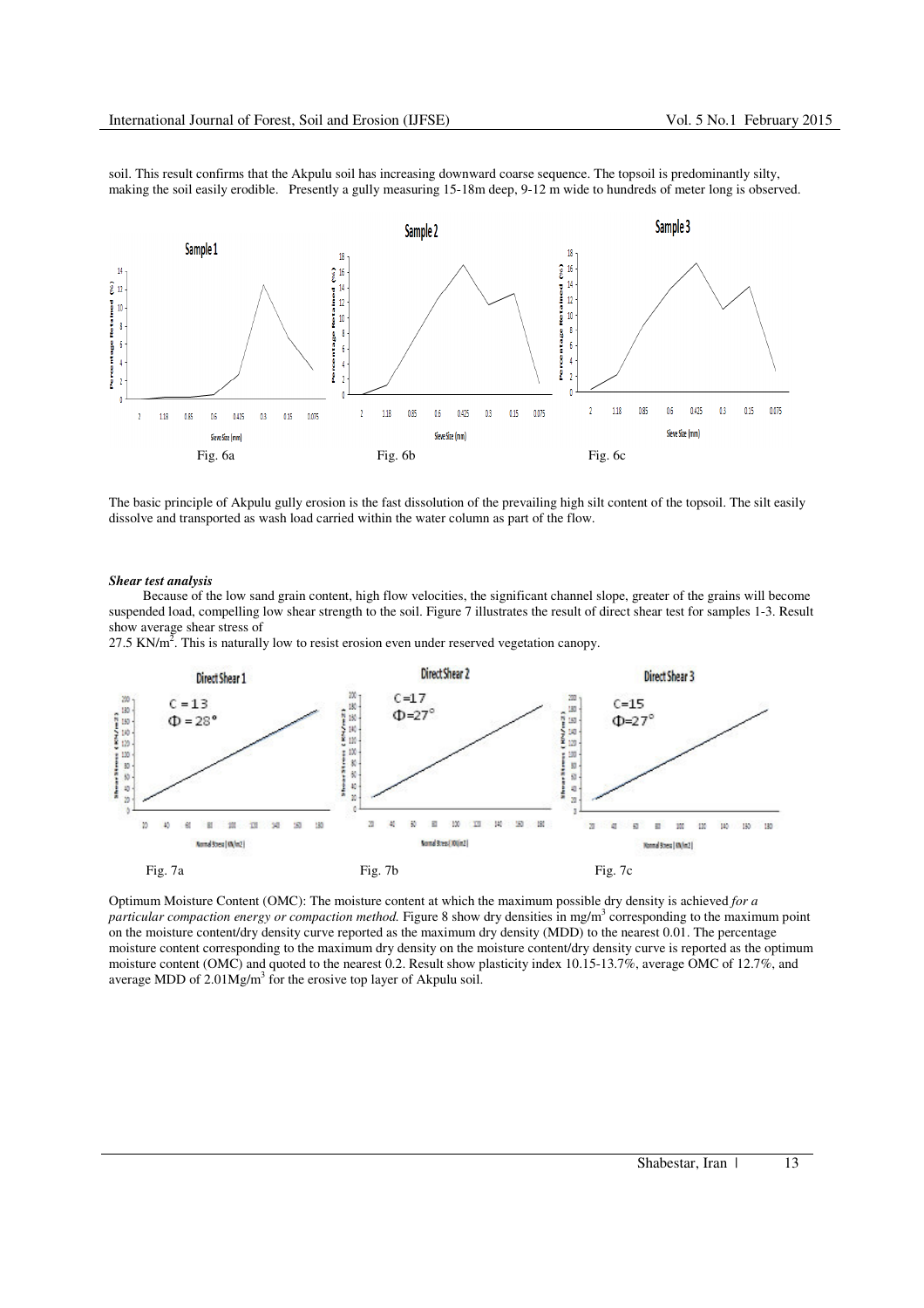soil. This result confirms that the Akpulu soil has increasing downward coarse sequence. The topsoil is predominantly silty, making the soil easily erodible. Presently a gully measuring 15-18m deep, 9-12 m wide to hundreds of meter long is observed.

Fig. 6a Fig. 6b Fig. 6c

The basic principle of Akpulu gully erosion is the fast dissolution of the prevailing high silt content of the topsoil. The silt easily dissolve and transported as wash load carried within the water column as part of the flow.

***Shear test analysis***

Because of the low sand grain content, high flow velocities, the significant channel slope, greater of the grains will become suspended load, compelling low shear strength to the soil. Figure 7 illustrates the result of direct shear test for samples 1-3. Result show average shear stress of 27.5 KN/$m^2$. This is naturally low to resist erosion even under reserved vegetation canopy.

Fig. 7a Fig. 7b Fig. 7c

Optimum Moisture Content (OMC): The moisture content at which the maximum possible dry density is achieved *for a particular compaction energy or compaction method.* Figure 8 show dry densities in mg/$m^3$ corresponding to the maximum point on the moisture content/dry density curve reported as the maximum dry density (MDD) to the nearest 0.01. The percentage moisture content corresponding to the maximum dry density on the moisture content/dry density curve is reported as the optimum moisture content (OMC) and quoted to the nearest 0.2. Result show plasticity index 10.15-13.7%, average OMC of 12.7%, and average MDD of 2.01Mg/$m^3$ for the erosive top layer of Akpulu soil.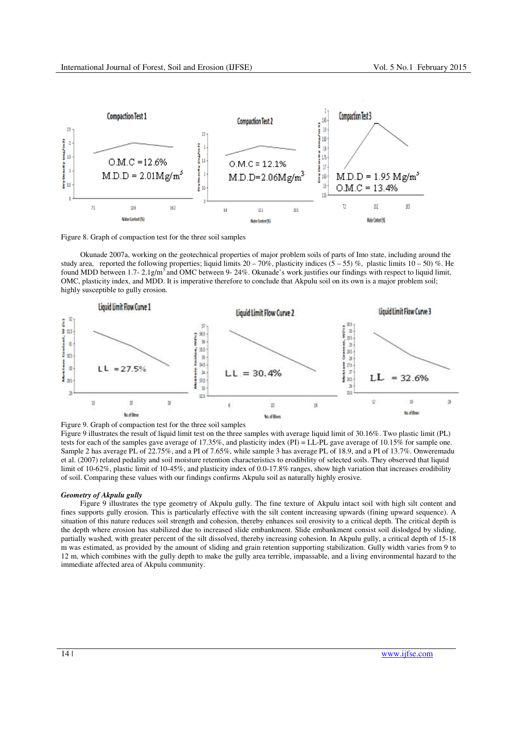Figure 8. Graph of compaction test for the three soil samples

Okunade 2007a, working on the geotechnical properties of major problem soils of parts of Imo state, including around the study area, reported the following properties; liquid limits 20 – 70%, plasticity indices (5 – 55) %, plastic limits 10 – 50) %. He found MDD between 1.7- 2.1g/m$^3$ and OMC between 9- 24%. Okunade's work justifies our findings with respect to liquid limit, OMC, plasticity index, and MDD. It is imperative therefore to conclude that Akpulu soil on its own is a major problem soil; highly susceptible to gully erosion.

Figure 9. Graph of compaction test for the three soil samples

Figure 9 illustrates the result of liquid limit test on the three samples with average liquid limit of 30.16%. Two plastic limit (PL) tests for each of the samples gave average of 17.35%, and plasticity index (PI) = LL-PL gave average of 10.15% for sample one. Sample 2 has average PL of 22.75%, and a PI of 7.65%, while sample 3 has average PL of 18.9, and a PI of 13.7%. Onweremadu et al. (2007) related pedality and soil moisture retention characteristics to erodibility of selected soils. They observed that liquid limit of 10-62%, plastic limit of 10-45%, and plasticity index of 0.0-17.8% ranges, show high variation that increases erodibility of soil. Comparing these values with our findings confirms Akpulu soil as naturally highly erosive.

***Geometry of Akpulu gully***

Figure 9 illustrates the type geometry of Akpulu gully. The fine texture of Akpulu intact soil with high silt content and fines supports gully erosion. This is particularly effective with the silt content increasing upwards (fining upward sequence). A situation of this nature reduces soil strength and cohesion, thereby enhances soil erosivity to a critical depth. The critical depth is the depth where erosion has stabilized due to increased slide embankment. Slide embankment consist soil dislodged by sliding, partially washed, with greater percent of the silt dissolved, thereby increasing cohesion. In Akpulu gully, a critical depth of 15-18 m was estimated, as provided by the amount of sliding and grain retention supporting stabilization. Gully width varies from 9 to 12 m, which combines with the gully depth to make the gully area terrible, impassable, and a living environmental hazard to the immediate affected area of Akpulu community.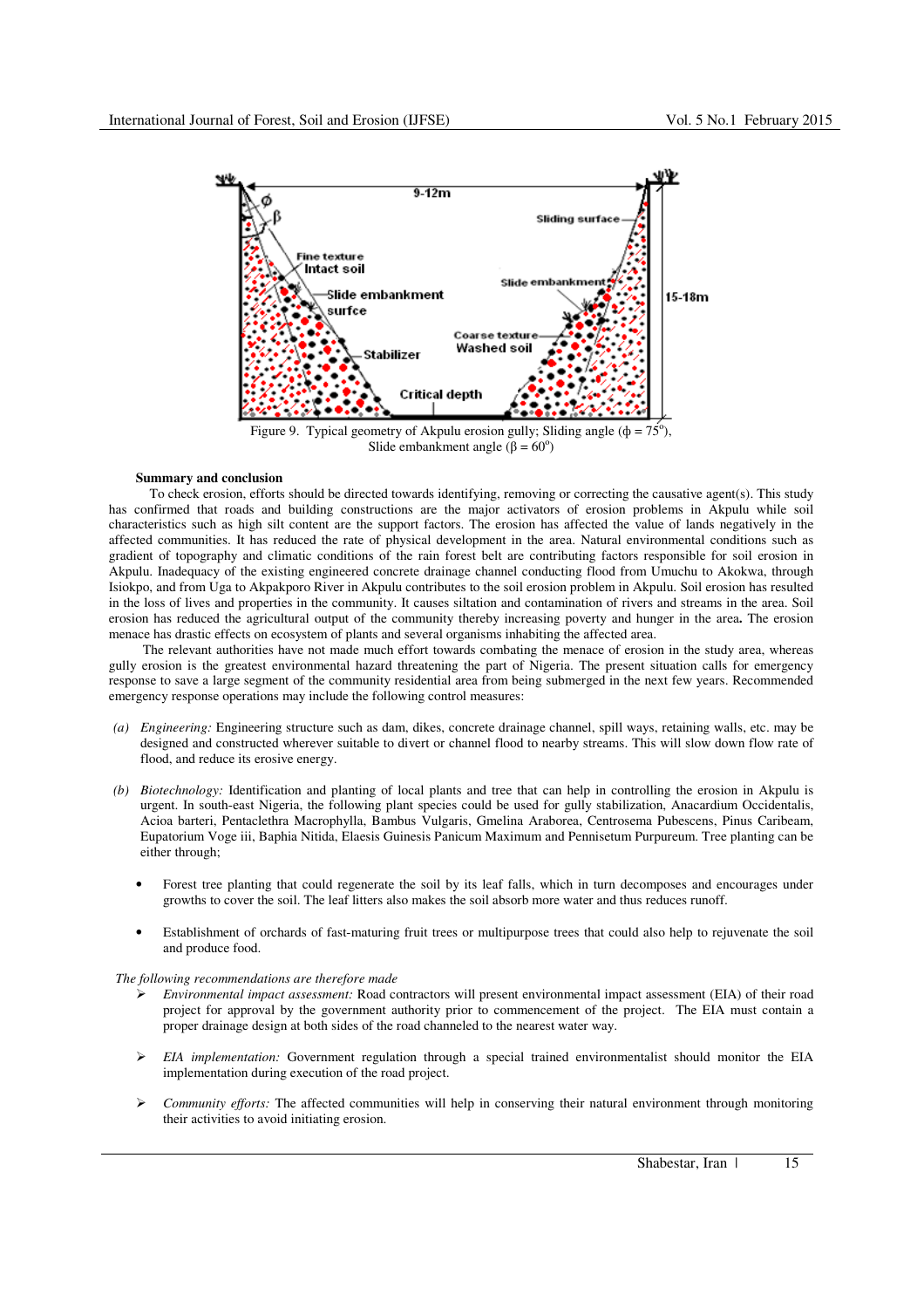Figure 9. Typical geometry of Akpulu erosion gully; Sliding angle ($\phi = 75^o$), Slide embankment angle ($\beta = 60^o$)

**Summary and conclusion**

To check erosion, efforts should be directed towards identifying, removing or correcting the causative agent(s). This study has confirmed that roads and building constructions are the major activators of erosion problems in Akpulu while soil characteristics such as high silt content are the support factors. The erosion has affected the value of lands negatively in the affected communities. It has reduced the rate of physical development in the area. Natural environmental conditions such as gradient of topography and climatic conditions of the rain forest belt are contributing factors responsible for soil erosion in Akpulu. Inadequacy of the existing engineered concrete drainage channel conducting flood from Umuchu to Akokwa, through Isiokpo, and from Uga to Akpakporo River in Akpulu contributes to the soil erosion problem in Akpulu. Soil erosion has resulted in the loss of lives and properties in the community. It causes siltation and contamination of rivers and streams in the area. Soil erosion has reduced the agricultural output of the community thereby increasing poverty and hunger in the area**.** The erosion menace has drastic effects on ecosystem of plants and several organisms inhabiting the affected area.

The relevant authorities have not made much effort towards combating the menace of erosion in the study area, whereas gully erosion is the greatest environmental hazard threatening the part of Nigeria. The present situation calls for emergency response to save a large segment of the community residential area from being submerged in the next few years. Recommended emergency response operations may include the following control measures:

(a) *Engineering:* Engineering structure such as dam, dikes, concrete drainage channel, spill ways, retaining walls, etc. may be designed and constructed wherever suitable to divert or channel flood to nearby streams. This will slow down flow rate of flood, and reduce its erosive energy.

(b) *Biotechnology:* Identification and planting of local plants and tree that can help in controlling the erosion in Akpulu is urgent. In south-east Nigeria, the following plant species could be used for gully stabilization, Anacardium Occidentalis, Acioa barteri, Pentaclethra Macrophylla, Bambus Vulgaris, Gmelina Araborea, Centrosema Pubescens, Pinus Caribeam, Eupatorium Voge iii, Baphia Nitida, Elaesis Guinesis Panicum Maximum and Pennisetum Purpureum. Tree planting can be either through;

- Forest tree planting that could regenerate the soil by its leaf falls, which in turn decomposes and encourages under growths to cover the soil. The leaf litters also makes the soil absorb more water and thus reduces runoff.

- Establishment of orchards of fast-maturing fruit trees or multipurpose trees that could also help to rejuvenate the soil and produce food.

*The following recommendations are therefore made*

- *Environmental impact assessment:* Road contractors will present environmental impact assessment (EIA) of their road project for approval by the government authority prior to commencement of the project. The EIA must contain a proper drainage design at both sides of the road channeled to the nearest water way.

- *EIA implementation:* Government regulation through a special trained environmentalist should monitor the EIA implementation during execution of the road project.

- *Community efforts:* The affected communities will help in conserving their natural environment through monitoring their activities to avoid initiating erosion.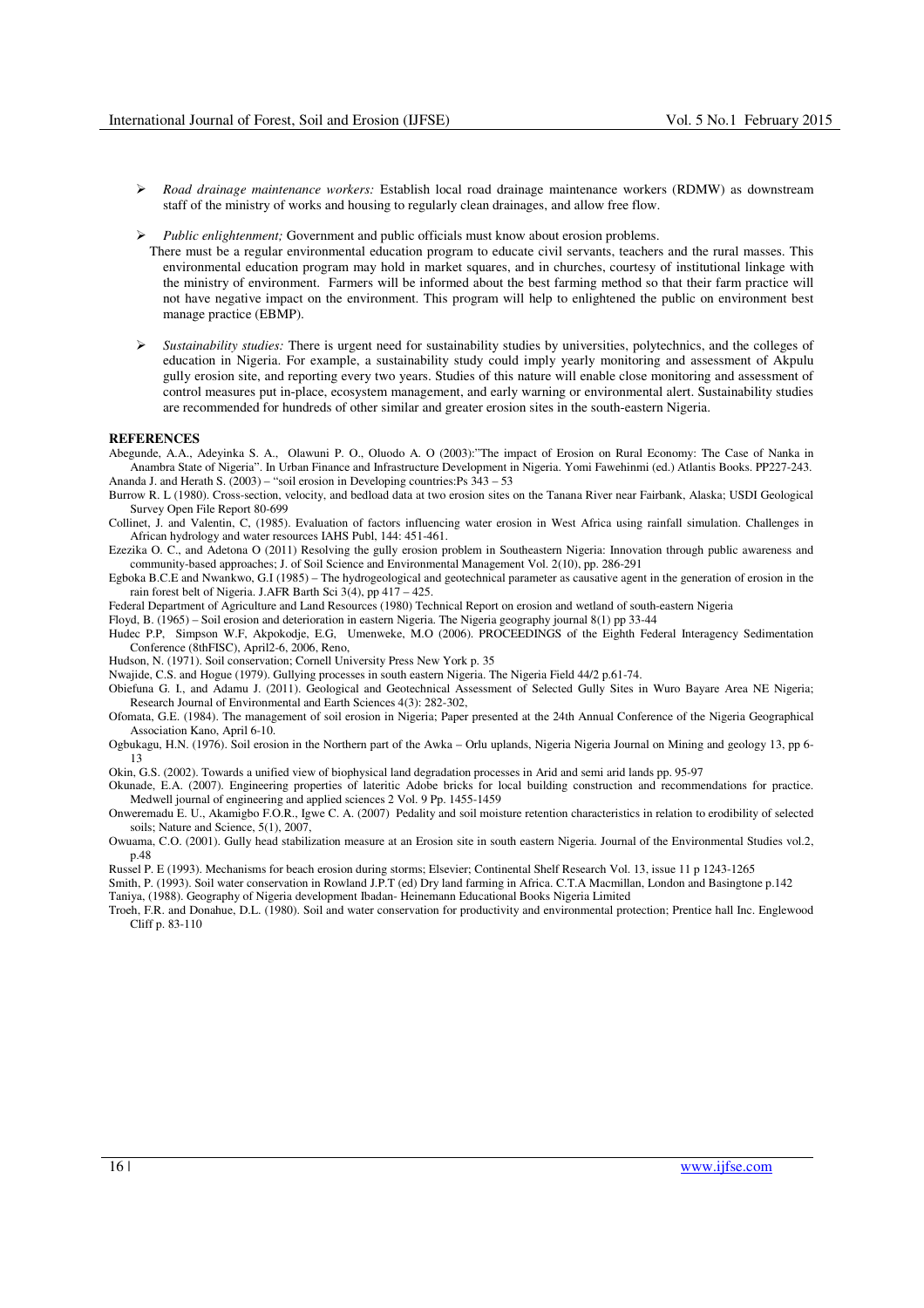- *Road drainage maintenance workers:* Establish local road drainage maintenance workers (RDMW) as downstream staff of the ministry of works and housing to regularly clean drainages, and allow free flow.

- *Public enlightenment;* Government and public officials must know about erosion problems.

  There must be a regular environmental education program to educate civil servants, teachers and the rural masses. This environmental education program may hold in market squares, and in churches, courtesy of institutional linkage with the ministry of environment. Farmers will be informed about the best farming method so that their farm practice will not have negative impact on the environment. This program will help to enlightened the public on environment best manage practice (EBMP).

- *Sustainability studies:* There is urgent need for sustainability studies by universities, polytechnics, and the colleges of education in Nigeria. For example, a sustainability study could imply yearly monitoring and assessment of Akpulu gully erosion site, and reporting every two years. Studies of this nature will enable close monitoring and assessment of control measures put in-place, ecosystem management, and early warning or environmental alert. Sustainability studies are recommended for hundreds of other similar and greater erosion sites in the south-eastern Nigeria.

## REFERENCES

Abegunde, A.A., Adeyinka S. A., Olawuni P. O., Oluodo A. O (2003):"The impact of Erosion on Rural Economy: The Case of Nanka in Anambra State of Nigeria". In Urban Finance and Infrastructure Development in Nigeria. Yomi Fawehinmi (ed.) Atlantis Books. PP227-243.

Ananda J. and Herath S. (2003) – "soil erosion in Developing countries:Ps 343 – 53

Burrow R. L (1980). Cross-section, velocity, and bedload data at two erosion sites on the Tanana River near Fairbank, Alaska; USDI Geological Survey Open File Report 80-699

Collinet, J. and Valentin, C, (1985). Evaluation of factors influencing water erosion in West Africa using rainfall simulation. Challenges in African hydrology and water resources IAHS Publ, 144: 451-461.

Ezezika O. C., and Adetona O (2011) Resolving the gully erosion problem in Southeastern Nigeria: Innovation through public awareness and community-based approaches; J. of Soil Science and Environmental Management Vol. 2(10), pp. 286-291

Egboka B.C.E and Nwankwo, G.I (1985) – The hydrogeological and geotechnical parameter as causative agent in the generation of erosion in the rain forest belt of Nigeria. J.AFR Barth Sci 3(4), pp 417 – 425.

Federal Department of Agriculture and Land Resources (1980) Technical Report on erosion and wetland of south-eastern Nigeria

Floyd, B. (1965) – Soil erosion and deterioration in eastern Nigeria. The Nigeria geography journal 8(1) pp 33-44

Hudec P.P, Simpson W.F, Akpokodje, E.G, Umenweke, M.O (2006). PROCEEDINGS of the Eighth Federal Interagency Sedimentation Conference (8thFISC), April2-6, 2006, Reno,

Hudson, N. (1971). Soil conservation; Cornell University Press New York p. 35

Nwajide, C.S. and Hogue (1979). Gullying processes in south eastern Nigeria. The Nigeria Field 44/2 p.61-74.

Obiefuna G. I., and Adamu J. (2011). Geological and Geotechnical Assessment of Selected Gully Sites in Wuro Bayare Area NE Nigeria; Research Journal of Environmental and Earth Sciences 4(3): 282-302,

Ofomata, G.E. (1984). The management of soil erosion in Nigeria; Paper presented at the 24th Annual Conference of the Nigeria Geographical Association Kano, April 6-10.

Ogbukagu, H.N. (1976). Soil erosion in the Northern part of the Awka – Orlu uplands, Nigeria Nigeria Journal on Mining and geology 13, pp 6-13

Okin, G.S. (2002). Towards a unified view of biophysical land degradation processes in Arid and semi arid lands pp. 95-97

Okunade, E.A. (2007). Engineering properties of lateritic Adobe bricks for local building construction and recommendations for practice. Medwell journal of engineering and applied sciences 2 Vol. 9 Pp. 1455-1459

Onweremadu E. U., Akamigbo F.O.R., Igwe C. A. (2007) Pedality and soil moisture retention characteristics in relation to erodibility of selected soils; Nature and Science, 5(1), 2007,

Owuama, C.O. (2001). Gully head stabilization measure at an Erosion site in south eastern Nigeria. Journal of the Environmental Studies vol.2, p.48

Russel P. E (1993). Mechanisms for beach erosion during storms; Elsevier; Continental Shelf Research Vol. 13, issue 11 p 1243-1265

Smith, P. (1993). Soil water conservation in Rowland J.P.T (ed) Dry land farming in Africa. C.T.A Macmillan, London and Basingtone p.142

Taniya, (1988). Geography of Nigeria development Ibadan- Heinemann Educational Books Nigeria Limited

Troeh, F.R. and Donahue, D.L. (1980). Soil and water conservation for productivity and environmental protection; Prentice hall Inc. Englewood Cliff p. 83-110